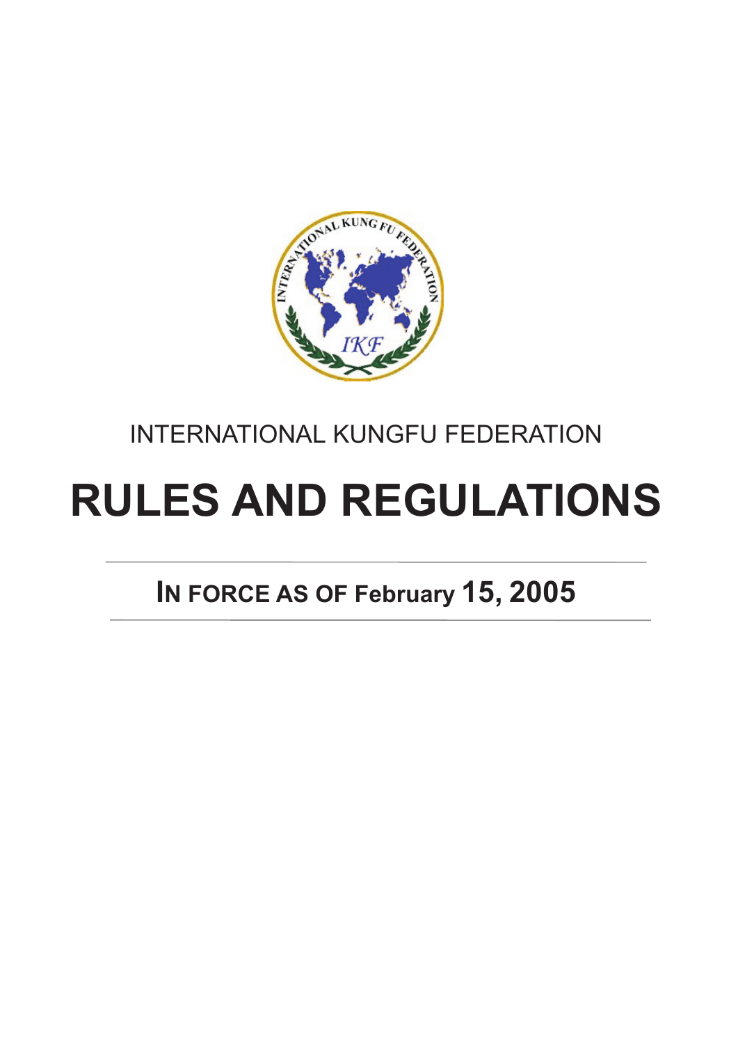INTERNATIONAL KUNGFU FEDERATION

# RULES AND REGULATIONS

## IN FORCE AS OF February 15, 2005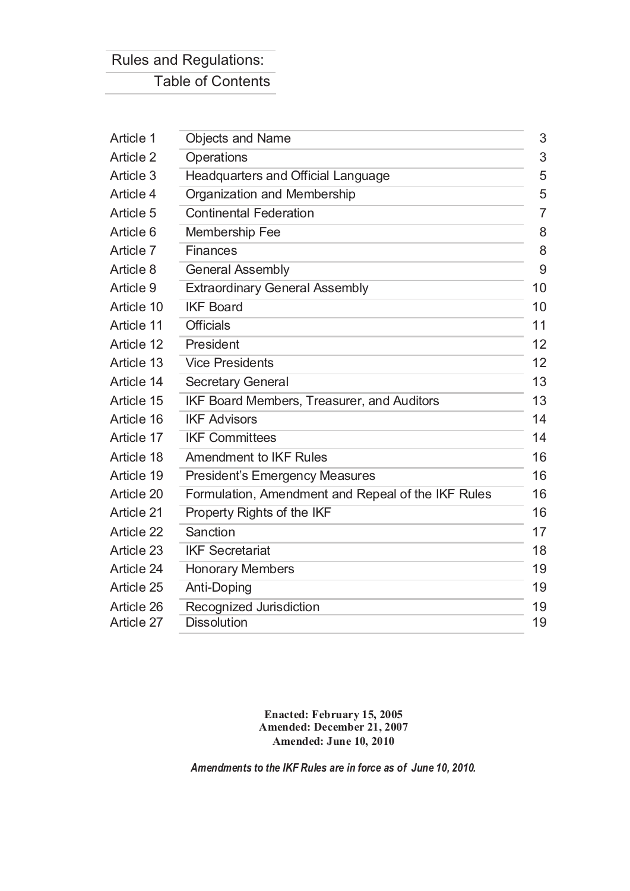# Rules and Regulations:
## Table of Contents

| | | |
|---|---|---|
| Article 1 | Objects and Name | 3 |
| Article 2 | Operations | 3 |
| Article 3 | Headquarters and Official Language | 5 |
| Article 4 | Organization and Membership | 5 |
| Article 5 | Continental Federation | 7 |
| Article 6 | Membership Fee | 8 |
| Article 7 | Finances | 8 |
| Article 8 | General Assembly | 9 |
| Article 9 | Extraordinary General Assembly | 10 |
| Article 10 | IKF Board | 10 |
| Article 11 | Officials | 11 |
| Article 12 | President | 12 |
| Article 13 | Vice Presidents | 12 |
| Article 14 | Secretary General | 13 |
| Article 15 | IKF Board Members, Treasurer, and Auditors | 13 |
| Article 16 | IKF Advisors | 14 |
| Article 17 | IKF Committees | 14 |
| Article 18 | Amendment to IKF Rules | 16 |
| Article 19 | President's Emergency Measures | 16 |
| Article 20 | Formulation, Amendment and Repeal of the IKF Rules | 16 |
| Article 21 | Property Rights of the IKF | 16 |
| Article 22 | Sanction | 17 |
| Article 23 | IKF Secretariat | 18 |
| Article 24 | Honorary Members | 19 |
| Article 25 | Anti-Doping | 19 |
| Article 26 | Recognized Jurisdiction | 19 |
| Article 27 | Dissolution | 19 |

**Enacted: February 15, 2005**
**Amended: December 21, 2007**
**Amended: June 10, 2010**

***Amendments to the IKF Rules are in force as of June 10, 2010.***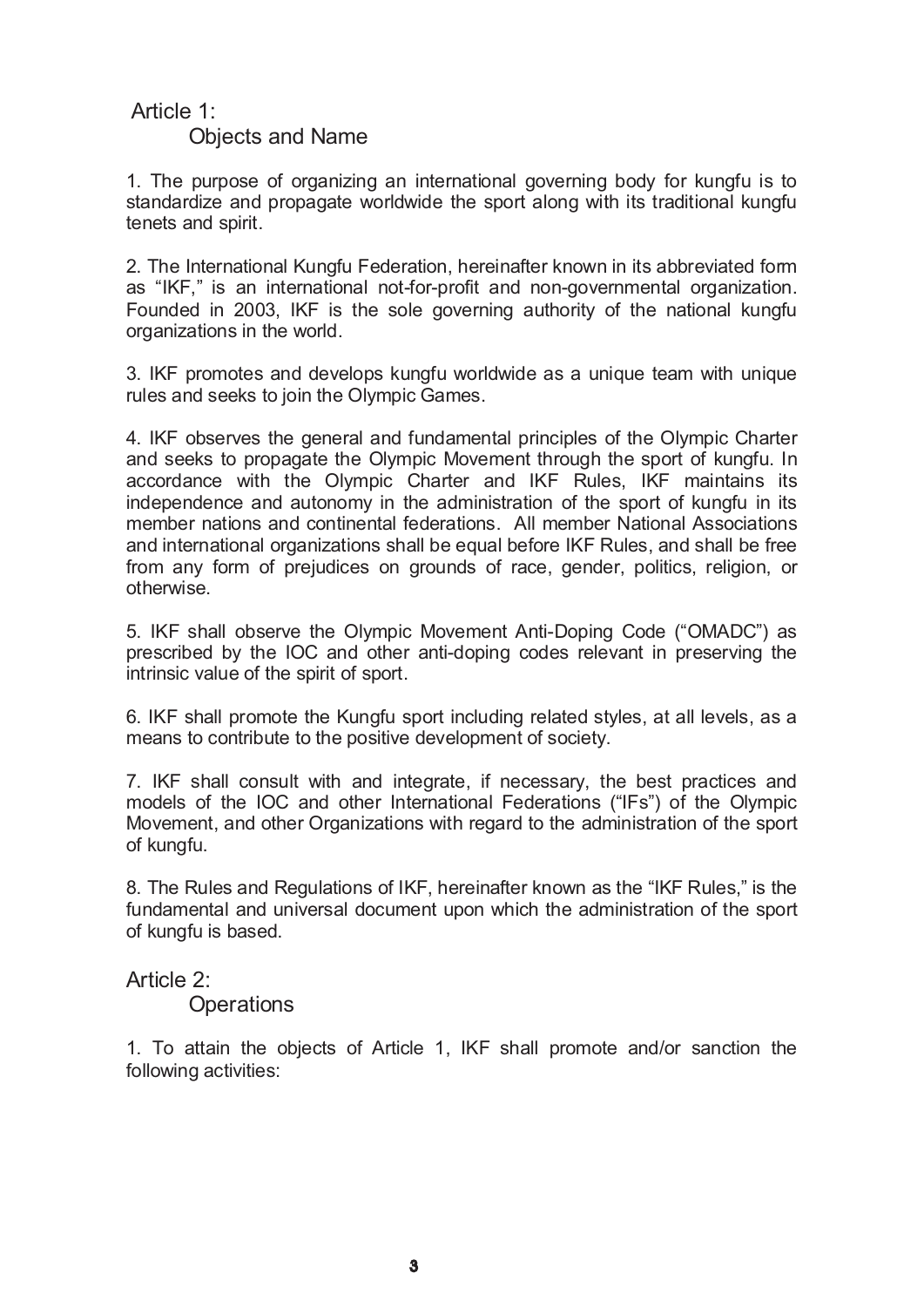## Article 1:
### Objects and Name

1. The purpose of organizing an international governing body for kungfu is to standardize and propagate worldwide the sport along with its traditional kungfu tenets and spirit.

2. The International Kungfu Federation, hereinafter known in its abbreviated form as "IKF," is an international not-for-profit and non-governmental organization. Founded in 2003, IKF is the sole governing authority of the national kungfu organizations in the world.

3. IKF promotes and develops kungfu worldwide as a unique team with unique rules and seeks to join the Olympic Games.

4. IKF observes the general and fundamental principles of the Olympic Charter and seeks to propagate the Olympic Movement through the sport of kungfu. In accordance with the Olympic Charter and IKF Rules, IKF maintains its independence and autonomy in the administration of the sport of kungfu in its member nations and continental federations. All member National Associations and international organizations shall be equal before IKF Rules, and shall be free from any form of prejudices on grounds of race, gender, politics, religion, or otherwise.

5. IKF shall observe the Olympic Movement Anti-Doping Code ("OMADC") as prescribed by the IOC and other anti-doping codes relevant in preserving the intrinsic value of the spirit of sport.

6. IKF shall promote the Kungfu sport including related styles, at all levels, as a means to contribute to the positive development of society.

7. IKF shall consult with and integrate, if necessary, the best practices and models of the IOC and other International Federations ("IFs") of the Olympic Movement, and other Organizations with regard to the administration of the sport of kungfu.

8. The Rules and Regulations of IKF, hereinafter known as the "IKF Rules," is the fundamental and universal document upon which the administration of the sport of kungfu is based.

## Article 2:
### Operations

1. To attain the objects of Article 1, IKF shall promote and/or sanction the following activities: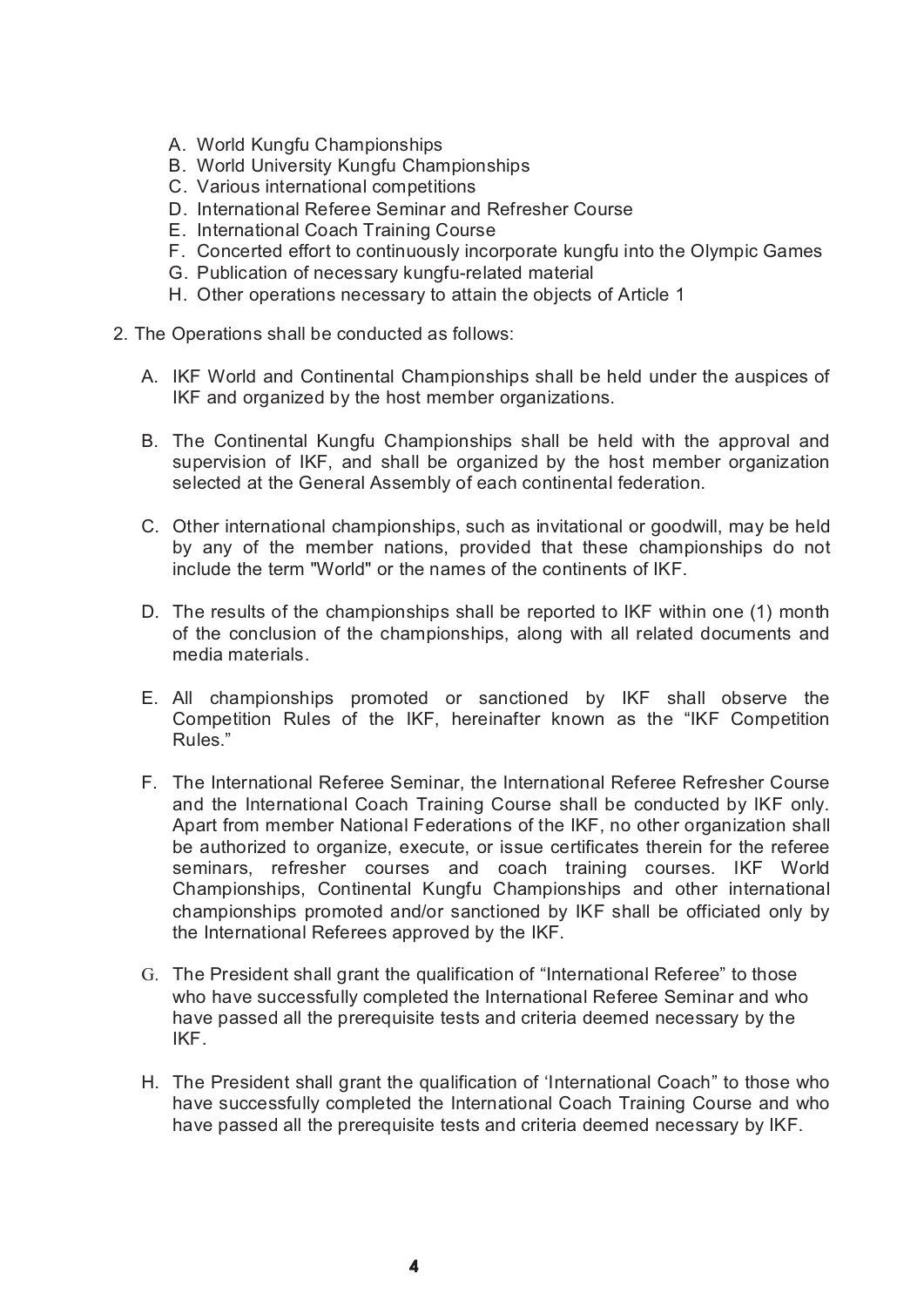A. World Kungfu Championships
B. World University Kungfu Championships
C. Various international competitions
D. International Referee Seminar and Refresher Course
E. International Coach Training Course
F. Concerted effort to continuously incorporate kungfu into the Olympic Games
G. Publication of necessary kungfu-related material
H. Other operations necessary to attain the objects of Article 1

2. The Operations shall be conducted as follows:

A. IKF World and Continental Championships shall be held under the auspices of IKF and organized by the host member organizations.

B. The Continental Kungfu Championships shall be held with the approval and supervision of IKF, and shall be organized by the host member organization selected at the General Assembly of each continental federation.

C. Other international championships, such as invitational or goodwill, may be held by any of the member nations, provided that these championships do not include the term "World" or the names of the continents of IKF.

D. The results of the championships shall be reported to IKF within one (1) month of the conclusion of the championships, along with all related documents and media materials.

E. All championships promoted or sanctioned by IKF shall observe the Competition Rules of the IKF, hereinafter known as the “IKF Competition Rules.”

F. The International Referee Seminar, the International Referee Refresher Course and the International Coach Training Course shall be conducted by IKF only. Apart from member National Federations of the IKF, no other organization shall be authorized to organize, execute, or issue certificates therein for the referee seminars, refresher courses and coach training courses. IKF World Championships, Continental Kungfu Championships and other international championships promoted and/or sanctioned by IKF shall be officiated only by the International Referees approved by the IKF.

G. The President shall grant the qualification of “International Referee” to those who have successfully completed the International Referee Seminar and who have passed all the prerequisite tests and criteria deemed necessary by the IKF.

H. The President shall grant the qualification of ‘International Coach” to those who have successfully completed the International Coach Training Course and who have passed all the prerequisite tests and criteria deemed necessary by IKF.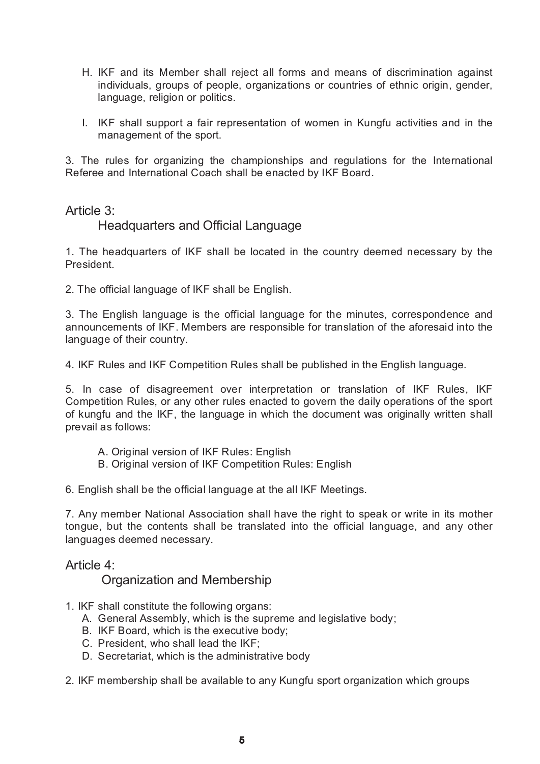H. IKF and its Member shall reject all forms and means of discrimination against individuals, groups of people, organizations or countries of ethnic origin, gender, language, religion or politics.

I. IKF shall support a fair representation of women in Kungfu activities and in the management of the sport.

3. The rules for organizing the championships and regulations for the International Referee and International Coach shall be enacted by IKF Board.

## Article 3:
### Headquarters and Official Language

1. The headquarters of IKF shall be located in the country deemed necessary by the President.

2. The official language of IKF shall be English.

3. The English language is the official language for the minutes, correspondence and announcements of IKF. Members are responsible for translation of the aforesaid into the language of their country.

4. IKF Rules and IKF Competition Rules shall be published in the English language.

5. In case of disagreement over interpretation or translation of IKF Rules, IKF Competition Rules, or any other rules enacted to govern the daily operations of the sport of kungfu and the IKF, the language in which the document was originally written shall prevail as follows:

   A. Original version of IKF Rules: English
   B. Original version of IKF Competition Rules: English

6. English shall be the official language at the all IKF Meetings.

7. Any member National Association shall have the right to speak or write in its mother tongue, but the contents shall be translated into the official language, and any other languages deemed necessary.

## Article 4:
### Organization and Membership

1. IKF shall constitute the following organs:
   A. General Assembly, which is the supreme and legislative body;
   B. IKF Board, which is the executive body;
   C. President, who shall lead the IKF;
   D. Secretariat, which is the administrative body

2. IKF membership shall be available to any Kungfu sport organization which groups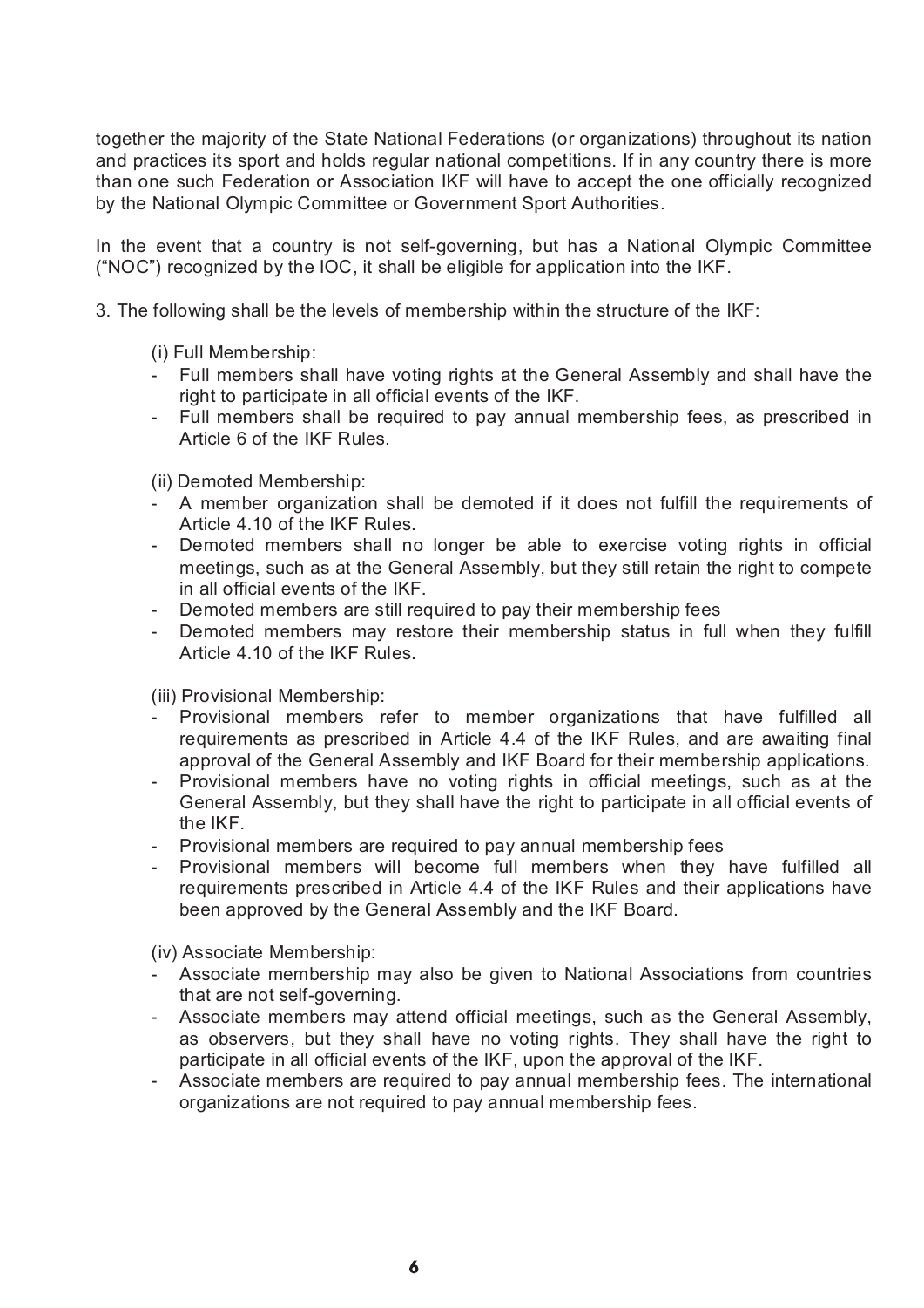together the majority of the State National Federations (or organizations) throughout its nation and practices its sport and holds regular national competitions. If in any country there is more than one such Federation or Association IKF will have to accept the one officially recognized by the National Olympic Committee or Government Sport Authorities.

In the event that a country is not self-governing, but has a National Olympic Committee ("NOC") recognized by the IOC, it shall be eligible for application into the IKF.

3. The following shall be the levels of membership within the structure of the IKF:

(i) Full Membership:

- Full members shall have voting rights at the General Assembly and shall have the right to participate in all official events of the IKF.
- Full members shall be required to pay annual membership fees, as prescribed in Article 6 of the IKF Rules.

(ii) Demoted Membership:

- A member organization shall be demoted if it does not fulfill the requirements of Article 4.10 of the IKF Rules.
- Demoted members shall no longer be able to exercise voting rights in official meetings, such as at the General Assembly, but they still retain the right to compete in all official events of the IKF.
- Demoted members are still required to pay their membership fees
- Demoted members may restore their membership status in full when they fulfill Article 4.10 of the IKF Rules.

(iii) Provisional Membership:

- Provisional members refer to member organizations that have fulfilled all requirements as prescribed in Article 4.4 of the IKF Rules, and are awaiting final approval of the General Assembly and IKF Board for their membership applications.
- Provisional members have no voting rights in official meetings, such as at the General Assembly, but they shall have the right to participate in all official events of the IKF.
- Provisional members are required to pay annual membership fees
- Provisional members will become full members when they have fulfilled all requirements prescribed in Article 4.4 of the IKF Rules and their applications have been approved by the General Assembly and the IKF Board.

(iv) Associate Membership:

- Associate membership may also be given to National Associations from countries that are not self-governing.
- Associate members may attend official meetings, such as the General Assembly, as observers, but they shall have no voting rights. They shall have the right to participate in all official events of the IKF, upon the approval of the IKF.
- Associate members are required to pay annual membership fees. The international organizations are not required to pay annual membership fees.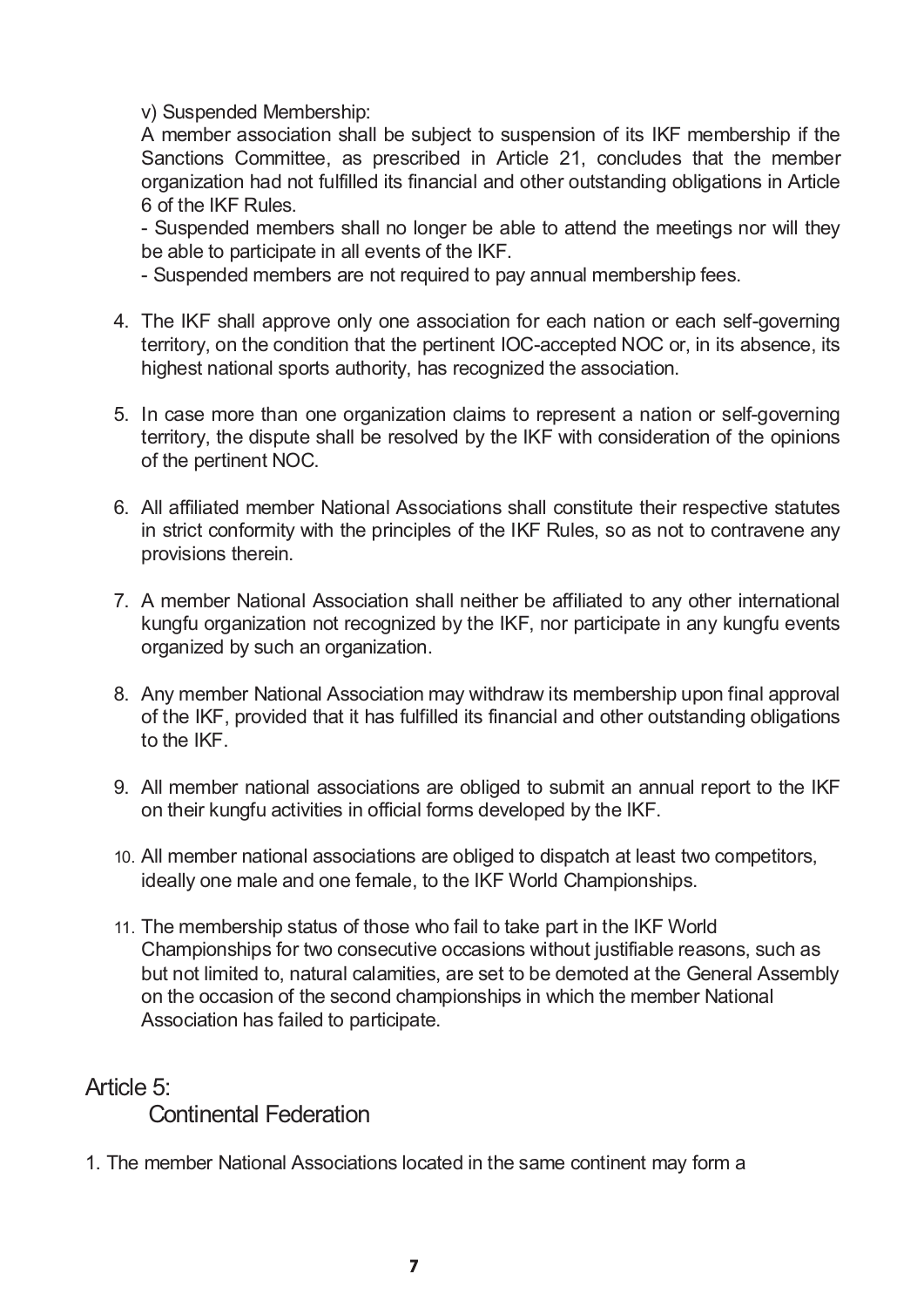v) Suspended Membership:

A member association shall be subject to suspension of its IKF membership if the Sanctions Committee, as prescribed in Article 21, concludes that the member organization had not fulfilled its financial and other outstanding obligations in Article 6 of the IKF Rules.

- Suspended members shall no longer be able to attend the meetings nor will they be able to participate in all events of the IKF.
- Suspended members are not required to pay annual membership fees.

4. The IKF shall approve only one association for each nation or each self-governing territory, on the condition that the pertinent IOC-accepted NOC or, in its absence, its highest national sports authority, has recognized the association.

5. In case more than one organization claims to represent a nation or self-governing territory, the dispute shall be resolved by the IKF with consideration of the opinions of the pertinent NOC.

6. All affiliated member National Associations shall constitute their respective statutes in strict conformity with the principles of the IKF Rules, so as not to contravene any provisions therein.

7. A member National Association shall neither be affiliated to any other international kungfu organization not recognized by the IKF, nor participate in any kungfu events organized by such an organization.

8. Any member National Association may withdraw its membership upon final approval of the IKF, provided that it has fulfilled its financial and other outstanding obligations to the IKF.

9. All member national associations are obliged to submit an annual report to the IKF on their kungfu activities in official forms developed by the IKF.

10. All member national associations are obliged to dispatch at least two competitors, ideally one male and one female, to the IKF World Championships.

11. The membership status of those who fail to take part in the IKF World Championships for two consecutive occasions without justifiable reasons, such as but not limited to, natural calamities, are set to be demoted at the General Assembly on the occasion of the second championships in which the member National Association has failed to participate.

## Article 5:
## Continental Federation

1. The member National Associations located in the same continent may form a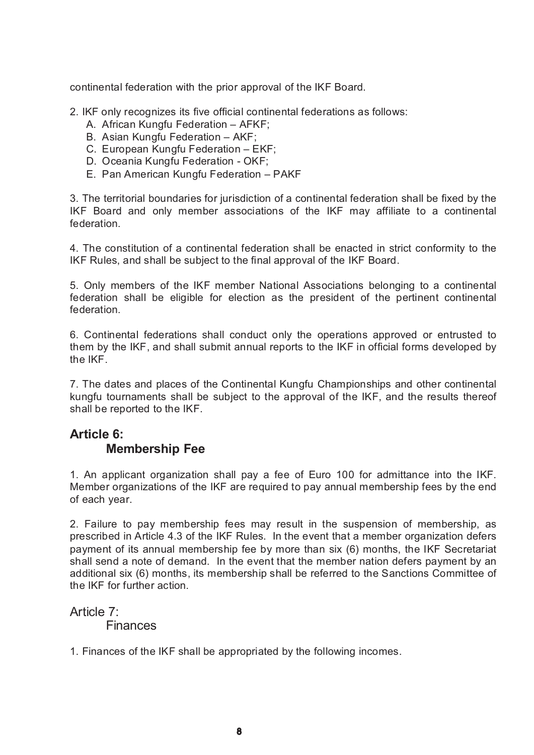continental federation with the prior approval of the IKF Board.

2. IKF only recognizes its five official continental federations as follows:
   A. African Kungfu Federation – AFKF;
   B. Asian Kungfu Federation – AKF;
   C. European Kungfu Federation – EKF;
   D. Oceania Kungfu Federation - OKF;
   E. Pan American Kungfu Federation – PAKF

3. The territorial boundaries for jurisdiction of a continental federation shall be fixed by the IKF Board and only member associations of the IKF may affiliate to a continental federation.

4. The constitution of a continental federation shall be enacted in strict conformity to the IKF Rules, and shall be subject to the final approval of the IKF Board.

5. Only members of the IKF member National Associations belonging to a continental federation shall be eligible for election as the president of the pertinent continental federation.

6. Continental federations shall conduct only the operations approved or entrusted to them by the IKF, and shall submit annual reports to the IKF in official forms developed by the IKF.

7. The dates and places of the Continental Kungfu Championships and other continental kungfu tournaments shall be subject to the approval of the IKF, and the results thereof shall be reported to the IKF.

## Article 6:
## Membership Fee

1. An applicant organization shall pay a fee of Euro 100 for admittance into the IKF. Member organizations of the IKF are required to pay annual membership fees by the end of each year.

2. Failure to pay membership fees may result in the suspension of membership, as prescribed in Article 4.3 of the IKF Rules. In the event that a member organization defers payment of its annual membership fee by more than six (6) months, the IKF Secretariat shall send a note of demand. In the event that the member nation defers payment by an additional six (6) months, its membership shall be referred to the Sanctions Committee of the IKF for further action.

## Article 7:
## Finances

1. Finances of the IKF shall be appropriated by the following incomes.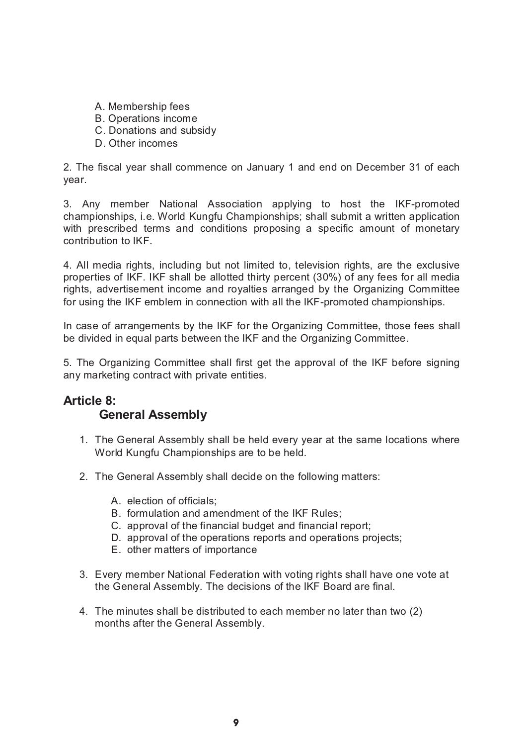A. Membership fees
B. Operations income
C. Donations and subsidy
D. Other incomes

2. The fiscal year shall commence on January 1 and end on December 31 of each year.

3. Any member National Association applying to host the IKF-promoted championships, i.e. World Kungfu Championships; shall submit a written application with prescribed terms and conditions proposing a specific amount of monetary contribution to IKF.

4. All media rights, including but not limited to, television rights, are the exclusive properties of IKF. IKF shall be allotted thirty percent (30%) of any fees for all media rights, advertisement income and royalties arranged by the Organizing Committee for using the IKF emblem in connection with all the IKF-promoted championships.

In case of arrangements by the IKF for the Organizing Committee, those fees shall be divided in equal parts between the IKF and the Organizing Committee.

5. The Organizing Committee shall first get the approval of the IKF before signing any marketing contract with private entities.

## Article 8: General Assembly

1. The General Assembly shall be held every year at the same locations where World Kungfu Championships are to be held.

2. The General Assembly shall decide on the following matters:

   A. election of officials;
   B. formulation and amendment of the IKF Rules;
   C. approval of the financial budget and financial report;
   D. approval of the operations reports and operations projects;
   E. other matters of importance

3. Every member National Federation with voting rights shall have one vote at the General Assembly. The decisions of the IKF Board are final.

4. The minutes shall be distributed to each member no later than two (2) months after the General Assembly.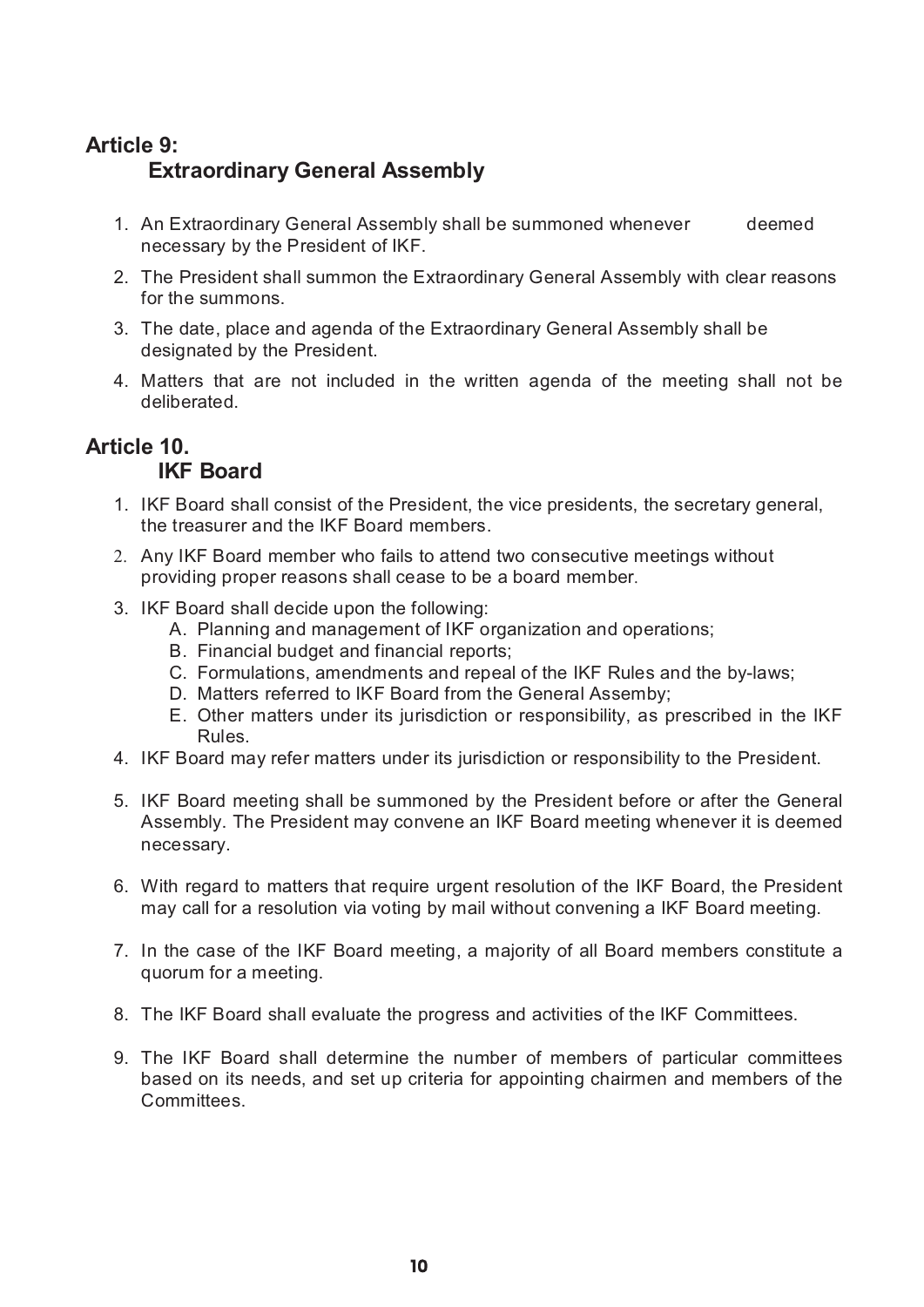## Article 9:
### Extraordinary General Assembly

1. An Extraordinary General Assembly shall be summoned whenever deemed necessary by the President of IKF.
2. The President shall summon the Extraordinary General Assembly with clear reasons for the summons.
3. The date, place and agenda of the Extraordinary General Assembly shall be designated by the President.
4. Matters that are not included in the written agenda of the meeting shall not be deliberated.

## Article 10.
### IKF Board

1. IKF Board shall consist of the President, the vice presidents, the secretary general, the treasurer and the IKF Board members.
2. Any IKF Board member who fails to attend two consecutive meetings without providing proper reasons shall cease to be a board member.
3. IKF Board shall decide upon the following:
   A. Planning and management of IKF organization and operations;
   B. Financial budget and financial reports;
   C. Formulations, amendments and repeal of the IKF Rules and the by-laws;
   D. Matters referred to IKF Board from the General Assemby;
   E. Other matters under its jurisdiction or responsibility, as prescribed in the IKF Rules.
4. IKF Board may refer matters under its jurisdiction or responsibility to the President.
5. IKF Board meeting shall be summoned by the President before or after the General Assembly. The President may convene an IKF Board meeting whenever it is deemed necessary.
6. With regard to matters that require urgent resolution of the IKF Board, the President may call for a resolution via voting by mail without convening a IKF Board meeting.
7. In the case of the IKF Board meeting, a majority of all Board members constitute a quorum for a meeting.
8. The IKF Board shall evaluate the progress and activities of the IKF Committees.
9. The IKF Board shall determine the number of members of particular committees based on its needs, and set up criteria for appointing chairmen and members of the Committees.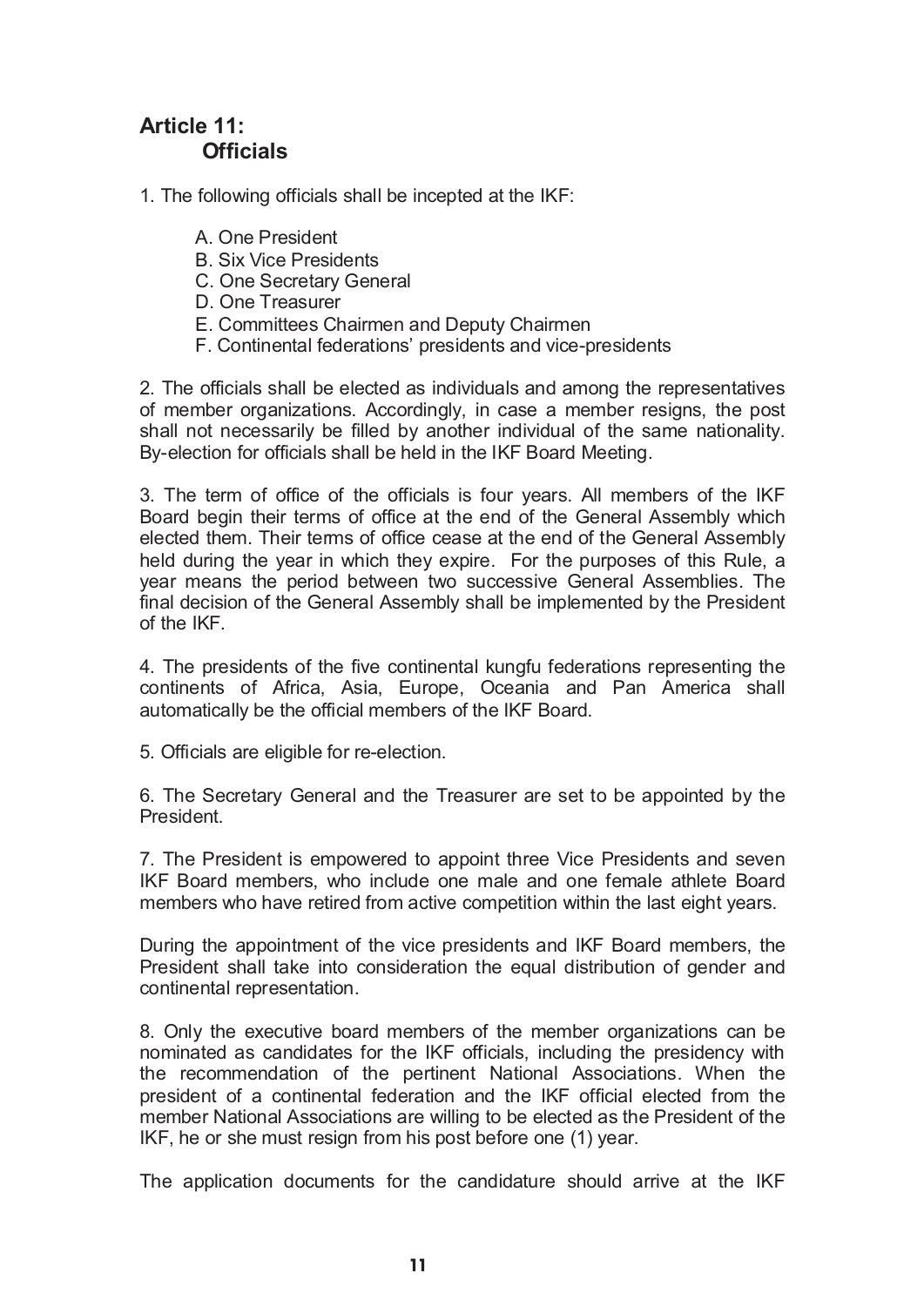## Article 11:
### Officials

1. The following officials shall be incepted at the IKF:

   A. One President
   B. Six Vice Presidents
   C. One Secretary General
   D. One Treasurer
   E. Committees Chairmen and Deputy Chairmen
   F. Continental federations' presidents and vice-presidents

2. The officials shall be elected as individuals and among the representatives of member organizations. Accordingly, in case a member resigns, the post shall not necessarily be filled by another individual of the same nationality. By-election for officials shall be held in the IKF Board Meeting.

3. The term of office of the officials is four years. All members of the IKF Board begin their terms of office at the end of the General Assembly which elected them. Their terms of office cease at the end of the General Assembly held during the year in which they expire. For the purposes of this Rule, a year means the period between two successive General Assemblies. The final decision of the General Assembly shall be implemented by the President of the IKF.

4. The presidents of the five continental kungfu federations representing the continents of Africa, Asia, Europe, Oceania and Pan America shall automatically be the official members of the IKF Board.

5. Officials are eligible for re-election.

6. The Secretary General and the Treasurer are set to be appointed by the President.

7. The President is empowered to appoint three Vice Presidents and seven IKF Board members, who include one male and one female athlete Board members who have retired from active competition within the last eight years.

During the appointment of the vice presidents and IKF Board members, the President shall take into consideration the equal distribution of gender and continental representation.

8. Only the executive board members of the member organizations can be nominated as candidates for the IKF officials, including the presidency with the recommendation of the pertinent National Associations. When the president of a continental federation and the IKF official elected from the member National Associations are willing to be elected as the President of the IKF, he or she must resign from his post before one (1) year.

The application documents for the candidature should arrive at the IKF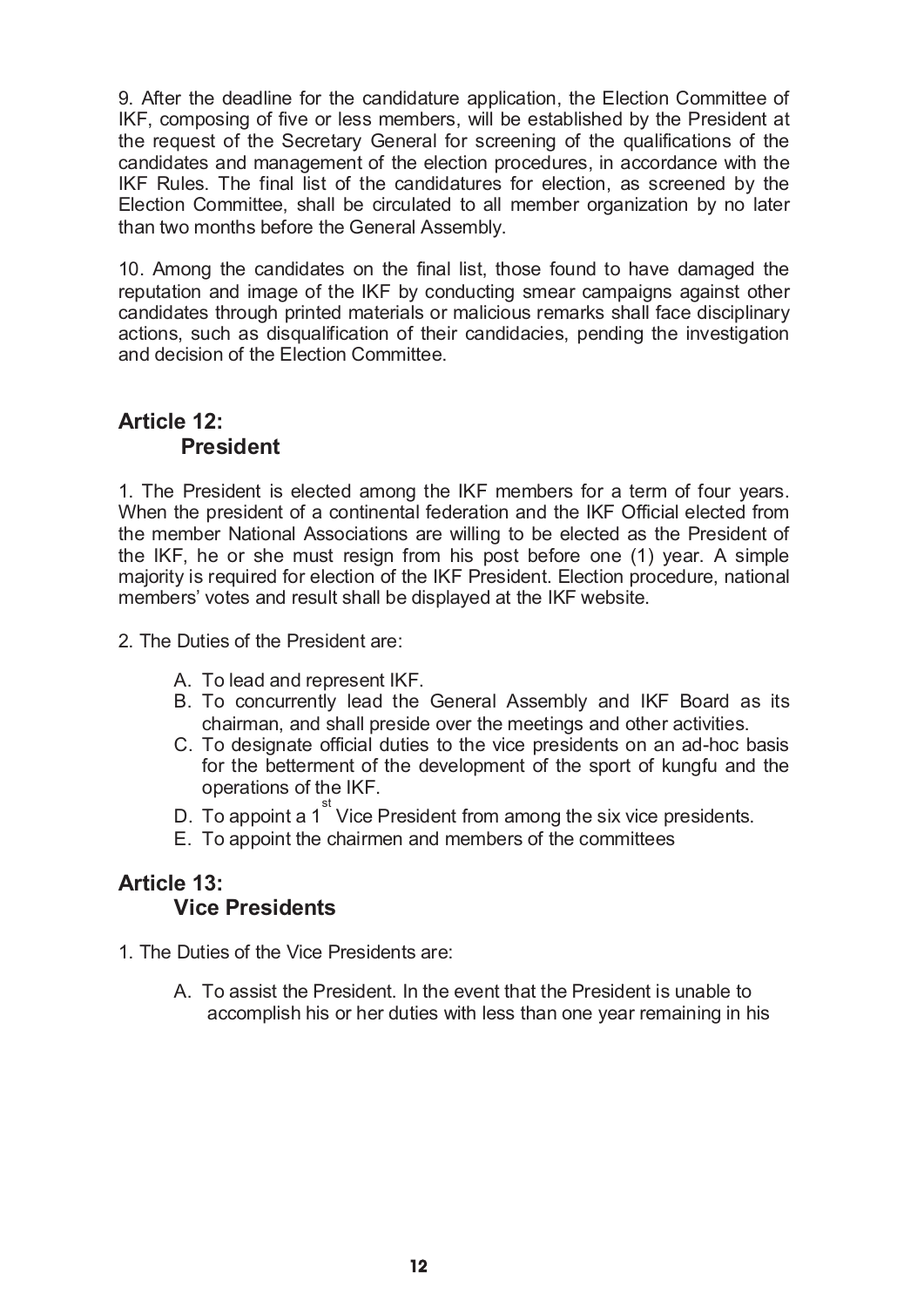9. After the deadline for the candidature application, the Election Committee of IKF, composing of five or less members, will be established by the President at the request of the Secretary General for screening of the qualifications of the candidates and management of the election procedures, in accordance with the IKF Rules. The final list of the candidatures for election, as screened by the Election Committee, shall be circulated to all member organization by no later than two months before the General Assembly.

10. Among the candidates on the final list, those found to have damaged the reputation and image of the IKF by conducting smear campaigns against other candidates through printed materials or malicious remarks shall face disciplinary actions, such as disqualification of their candidacies, pending the investigation and decision of the Election Committee.

## Article 12: President

1. The President is elected among the IKF members for a term of four years. When the president of a continental federation and the IKF Official elected from the member National Associations are willing to be elected as the President of the IKF, he or she must resign from his post before one (1) year. A simple majority is required for election of the IKF President. Election procedure, national members' votes and result shall be displayed at the IKF website.

2. The Duties of the President are:

   A. To lead and represent IKF.
   B. To concurrently lead the General Assembly and IKF Board as its chairman, and shall preside over the meetings and other activities.
   C. To designate official duties to the vice presidents on an ad-hoc basis for the betterment of the development of the sport of kungfu and the operations of the IKF.
   D. To appoint a 1st Vice President from among the six vice presidents.
   E. To appoint the chairmen and members of the committees

## Article 13: Vice Presidents

1. The Duties of the Vice Presidents are:

   A. To assist the President. In the event that the President is unable to accomplish his or her duties with less than one year remaining in his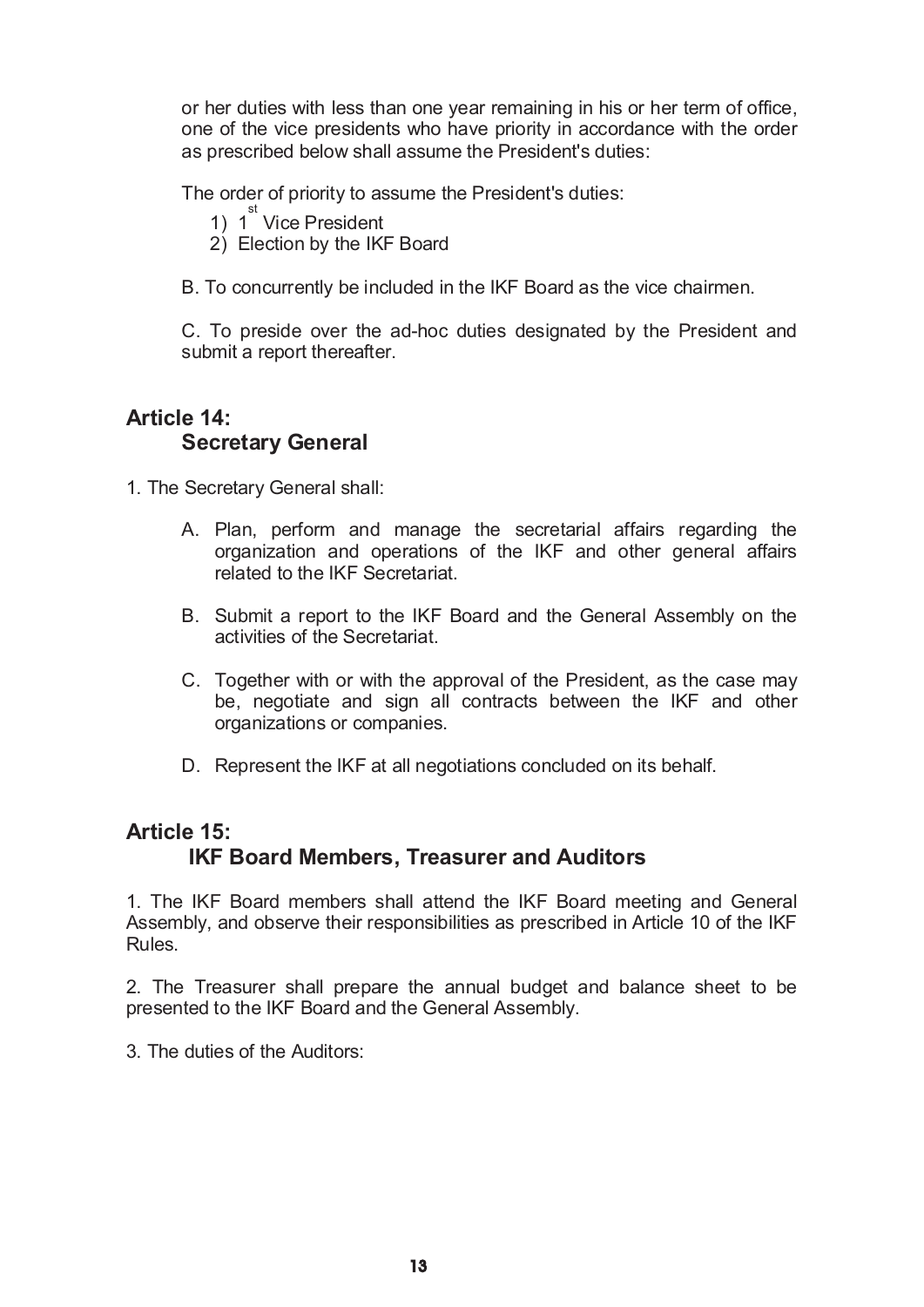or her duties with less than one year remaining in his or her term of office, one of the vice presidents who have priority in accordance with the order as prescribed below shall assume the President's duties:

The order of priority to assume the President's duties:

1) 1st Vice President
2) Election by the IKF Board

B. To concurrently be included in the IKF Board as the vice chairmen.

C. To preside over the ad-hoc duties designated by the President and submit a report thereafter.

## Article 14: Secretary General

1. The Secretary General shall:

   A. Plan, perform and manage the secretarial affairs regarding the organization and operations of the IKF and other general affairs related to the IKF Secretariat.

   B. Submit a report to the IKF Board and the General Assembly on the activities of the Secretariat.

   C. Together with or with the approval of the President, as the case may be, negotiate and sign all contracts between the IKF and other organizations or companies.

   D. Represent the IKF at all negotiations concluded on its behalf.

## Article 15: IKF Board Members, Treasurer and Auditors

1. The IKF Board members shall attend the IKF Board meeting and General Assembly, and observe their responsibilities as prescribed in Article 10 of the IKF Rules.

2. The Treasurer shall prepare the annual budget and balance sheet to be presented to the IKF Board and the General Assembly.

3. The duties of the Auditors: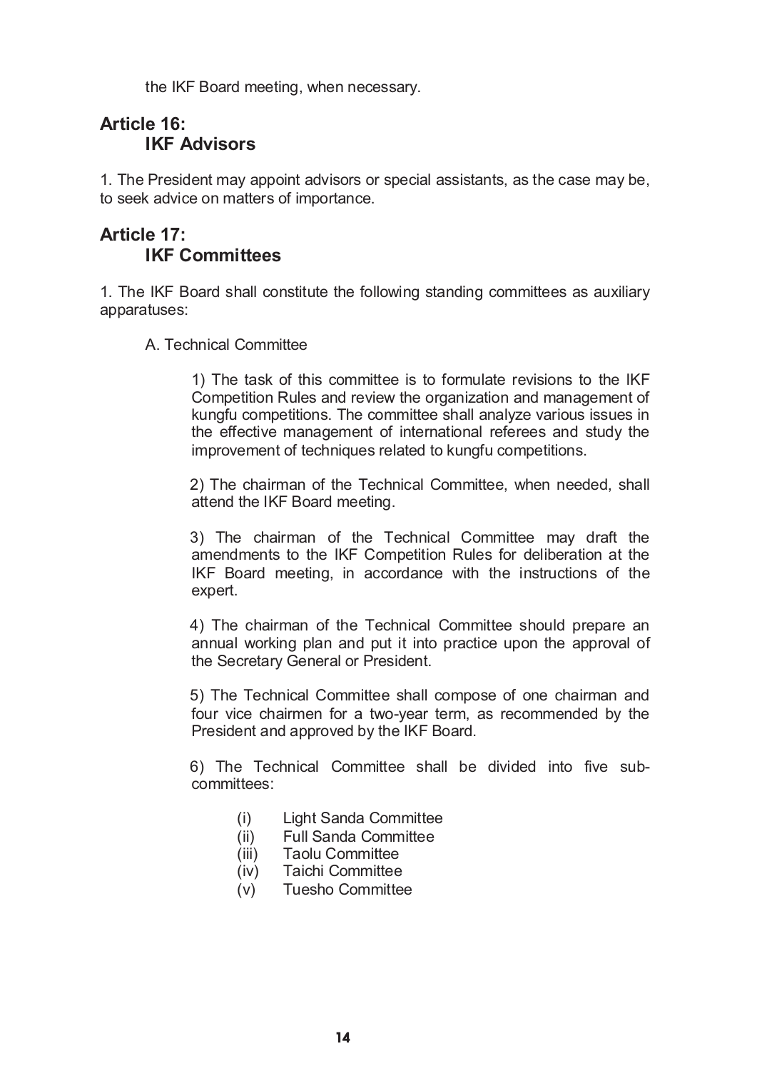the IKF Board meeting, when necessary.

## Article 16:
## IKF Advisors

1. The President may appoint advisors or special assistants, as the case may be, to seek advice on matters of importance.

## Article 17:
## IKF Committees

1. The IKF Board shall constitute the following standing committees as auxiliary apparatuses:

A. Technical Committee

1) The task of this committee is to formulate revisions to the IKF Competition Rules and review the organization and management of kungfu competitions. The committee shall analyze various issues in the effective management of international referees and study the improvement of techniques related to kungfu competitions.

2) The chairman of the Technical Committee, when needed, shall attend the IKF Board meeting.

3) The chairman of the Technical Committee may draft the amendments to the IKF Competition Rules for deliberation at the IKF Board meeting, in accordance with the instructions of the expert.

4) The chairman of the Technical Committee should prepare an annual working plan and put it into practice upon the approval of the Secretary General or President.

5) The Technical Committee shall compose of one chairman and four vice chairmen for a two-year term, as recommended by the President and approved by the IKF Board.

6) The Technical Committee shall be divided into five sub-committees:

(i) Light Sanda Committee
(ii) Full Sanda Committee
(iii) Taolu Committee
(iv) Taichi Committee
(v) Tuesho Committee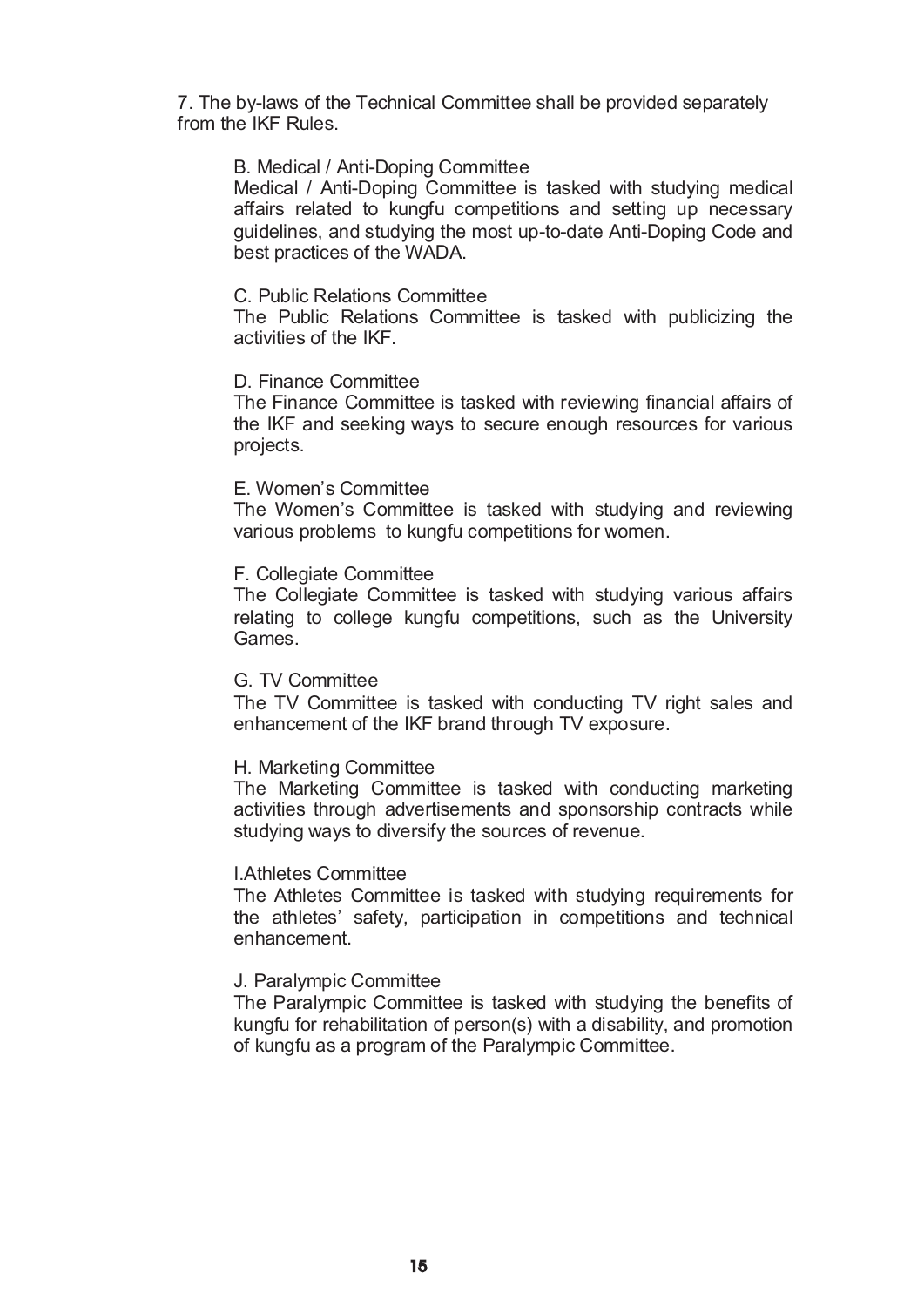7. The by-laws of the Technical Committee shall be provided separately from the IKF Rules.

B. Medical / Anti-Doping Committee

Medical / Anti-Doping Committee is tasked with studying medical affairs related to kungfu competitions and setting up necessary guidelines, and studying the most up-to-date Anti-Doping Code and best practices of the WADA.

C. Public Relations Committee

The Public Relations Committee is tasked with publicizing the activities of the IKF.

D. Finance Committee

The Finance Committee is tasked with reviewing financial affairs of the IKF and seeking ways to secure enough resources for various projects.

E. Women's Committee

The Women's Committee is tasked with studying and reviewing various problems to kungfu competitions for women.

F. Collegiate Committee

The Collegiate Committee is tasked with studying various affairs relating to college kungfu competitions, such as the University Games.

G. TV Committee

The TV Committee is tasked with conducting TV right sales and enhancement of the IKF brand through TV exposure.

H. Marketing Committee

The Marketing Committee is tasked with conducting marketing activities through advertisements and sponsorship contracts while studying ways to diversify the sources of revenue.

I.Athletes Committee

The Athletes Committee is tasked with studying requirements for the athletes' safety, participation in competitions and technical enhancement.

J. Paralympic Committee

The Paralympic Committee is tasked with studying the benefits of kungfu for rehabilitation of person(s) with a disability, and promotion of kungfu as a program of the Paralympic Committee.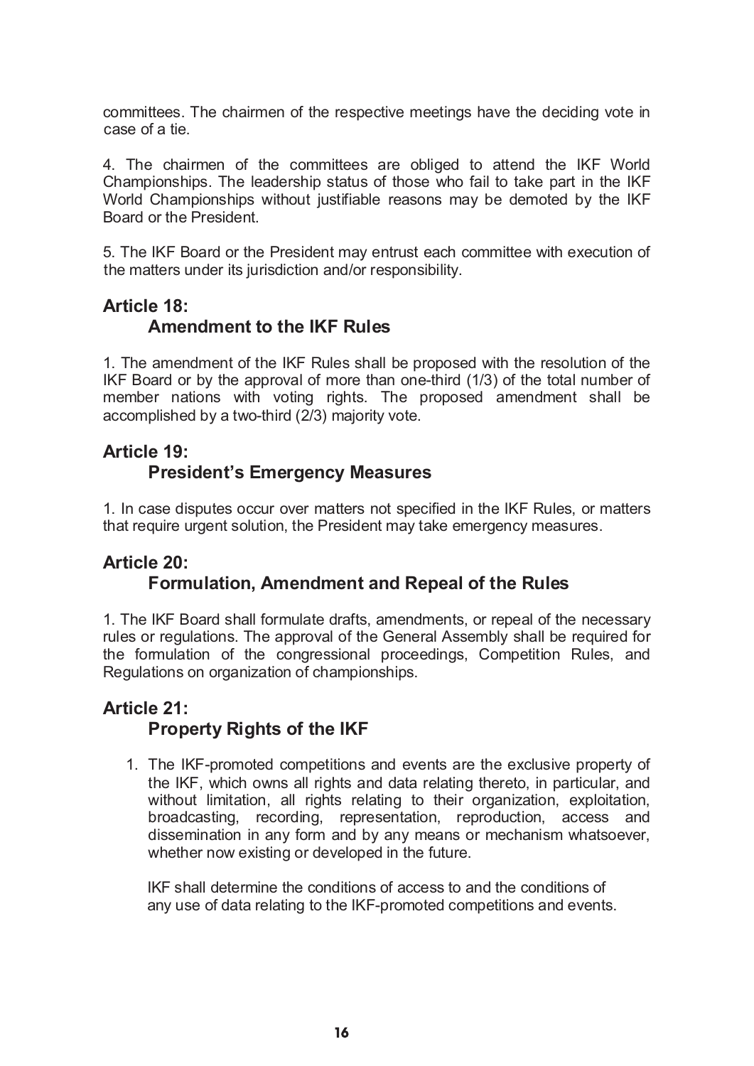committees. The chairmen of the respective meetings have the deciding vote in case of a tie.

4. The chairmen of the committees are obliged to attend the IKF World Championships. The leadership status of those who fail to take part in the IKF World Championships without justifiable reasons may be demoted by the IKF Board or the President.

5. The IKF Board or the President may entrust each committee with execution of the matters under its jurisdiction and/or responsibility.

## Article 18:
### Amendment to the IKF Rules

1. The amendment of the IKF Rules shall be proposed with the resolution of the IKF Board or by the approval of more than one-third (1/3) of the total number of member nations with voting rights. The proposed amendment shall be accomplished by a two-third (2/3) majority vote.

## Article 19:
### President's Emergency Measures

1. In case disputes occur over matters not specified in the IKF Rules, or matters that require urgent solution, the President may take emergency measures.

## Article 20:
### Formulation, Amendment and Repeal of the Rules

1. The IKF Board shall formulate drafts, amendments, or repeal of the necessary rules or regulations. The approval of the General Assembly shall be required for the formulation of the congressional proceedings, Competition Rules, and Regulations on organization of championships.

## Article 21:
### Property Rights of the IKF

1. The IKF-promoted competitions and events are the exclusive property of the IKF, which owns all rights and data relating thereto, in particular, and without limitation, all rights relating to their organization, exploitation, broadcasting, recording, representation, reproduction, access and dissemination in any form and by any means or mechanism whatsoever, whether now existing or developed in the future.

   IKF shall determine the conditions of access to and the conditions of any use of data relating to the IKF-promoted competitions and events.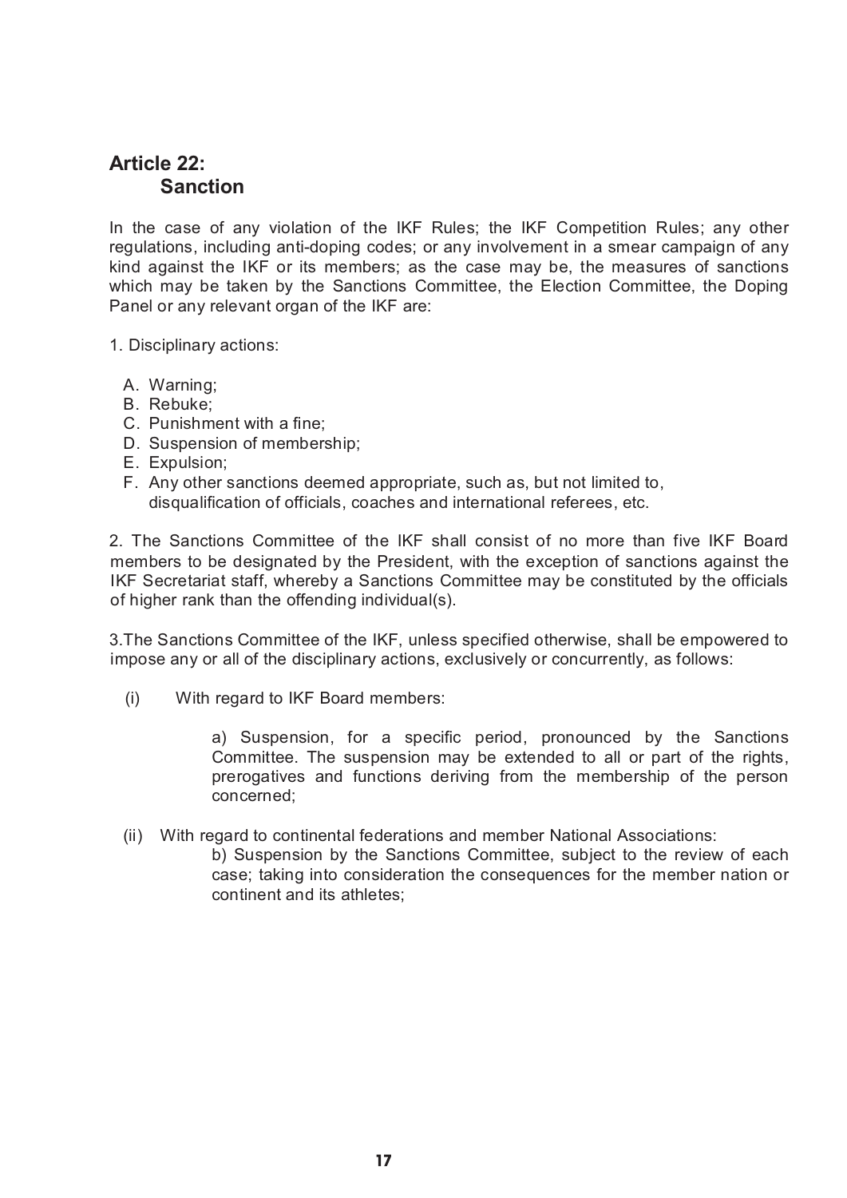## Article 22: Sanction

In the case of any violation of the IKF Rules; the IKF Competition Rules; any other regulations, including anti-doping codes; or any involvement in a smear campaign of any kind against the IKF or its members; as the case may be, the measures of sanctions which may be taken by the Sanctions Committee, the Election Committee, the Doping Panel or any relevant organ of the IKF are:

1. Disciplinary actions:

   A. Warning;
   B. Rebuke;
   C. Punishment with a fine;
   D. Suspension of membership;
   E. Expulsion;
   F. Any other sanctions deemed appropriate, such as, but not limited to, disqualification of officials, coaches and international referees, etc.

2. The Sanctions Committee of the IKF shall consist of no more than five IKF Board members to be designated by the President, with the exception of sanctions against the IKF Secretariat staff, whereby a Sanctions Committee may be constituted by the officials of higher rank than the offending individual(s).

3. The Sanctions Committee of the IKF, unless specified otherwise, shall be empowered to impose any or all of the disciplinary actions, exclusively or concurrently, as follows:

   (i) With regard to IKF Board members:

      a) Suspension, for a specific period, pronounced by the Sanctions Committee. The suspension may be extended to all or part of the rights, prerogatives and functions deriving from the membership of the person concerned;

   (ii) With regard to continental federations and member National Associations:

      b) Suspension by the Sanctions Committee, subject to the review of each case; taking into consideration the consequences for the member nation or continent and its athletes;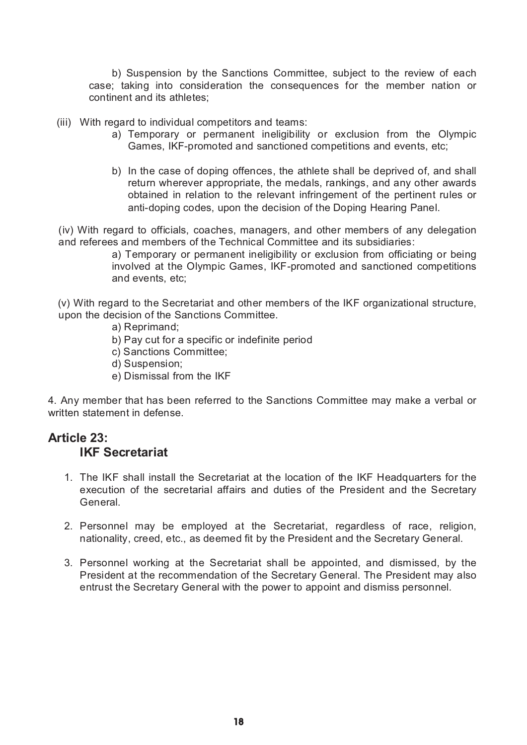b) Suspension by the Sanctions Committee, subject to the review of each case; taking into consideration the consequences for the member nation or continent and its athletes;

(iii) With regard to individual competitors and teams:

a) Temporary or permanent ineligibility or exclusion from the Olympic Games, IKF-promoted and sanctioned competitions and events, etc;

b) In the case of doping offences, the athlete shall be deprived of, and shall return wherever appropriate, the medals, rankings, and any other awards obtained in relation to the relevant infringement of the pertinent rules or anti-doping codes, upon the decision of the Doping Hearing Panel.

(iv) With regard to officials, coaches, managers, and other members of any delegation and referees and members of the Technical Committee and its subsidiaries:

a) Temporary or permanent ineligibility or exclusion from officiating or being involved at the Olympic Games, IKF-promoted and sanctioned competitions and events, etc;

(v) With regard to the Secretariat and other members of the IKF organizational structure, upon the decision of the Sanctions Committee.

a) Reprimand;
b) Pay cut for a specific or indefinite period
c) Sanctions Committee;
d) Suspension;
e) Dismissal from the IKF

4. Any member that has been referred to the Sanctions Committee may make a verbal or written statement in defense.

## Article 23: IKF Secretariat

1. The IKF shall install the Secretariat at the location of the IKF Headquarters for the execution of the secretarial affairs and duties of the President and the Secretary General.

2. Personnel may be employed at the Secretariat, regardless of race, religion, nationality, creed, etc., as deemed fit by the President and the Secretary General.

3. Personnel working at the Secretariat shall be appointed, and dismissed, by the President at the recommendation of the Secretary General. The President may also entrust the Secretary General with the power to appoint and dismiss personnel.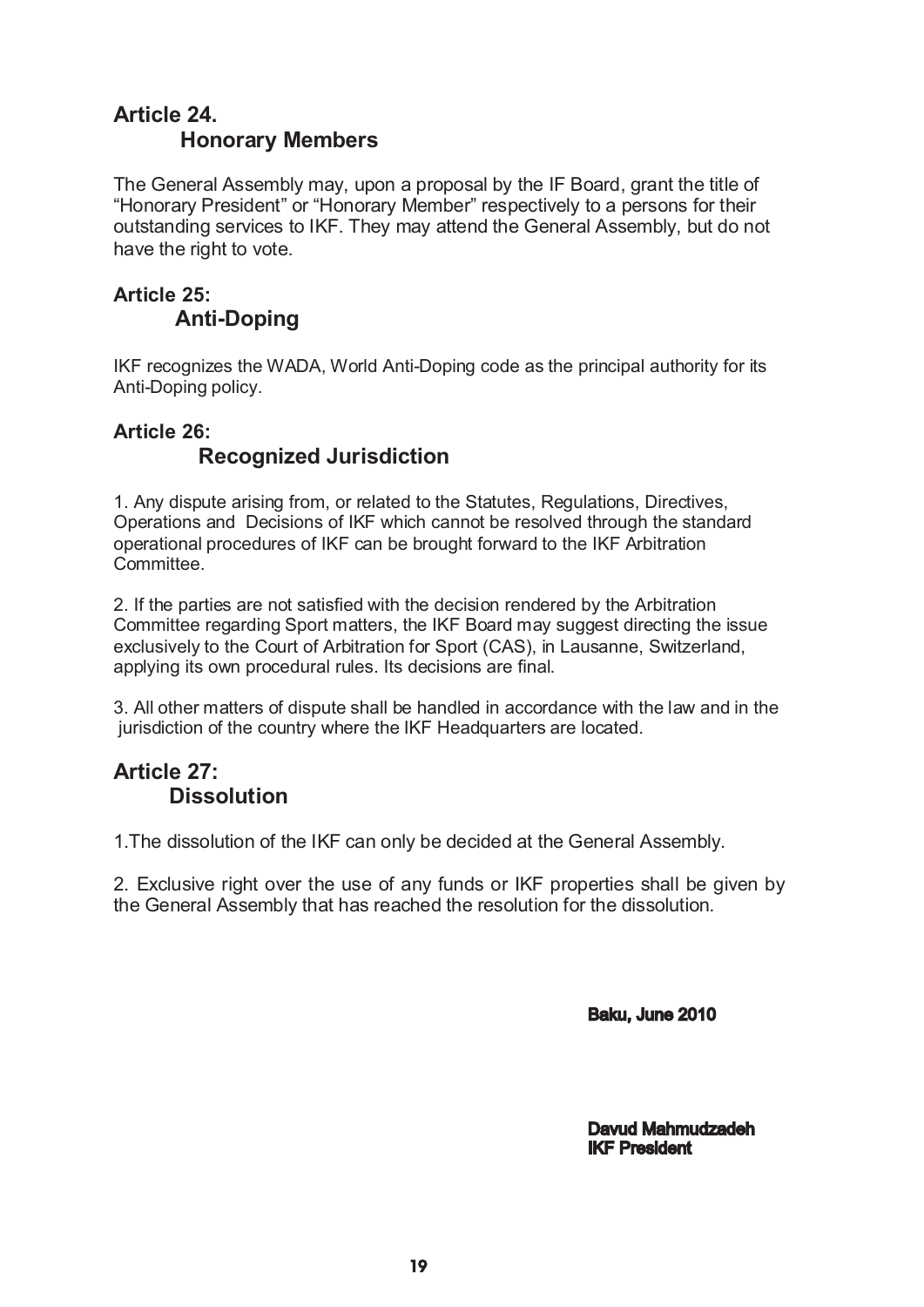## Article 24.
### Honorary Members

The General Assembly may, upon a proposal by the IF Board, grant the title of “Honorary President” or “Honorary Member” respectively to a persons for their outstanding services to IKF. They may attend the General Assembly, but do not have the right to vote.

## Article 25:
### Anti-Doping

IKF recognizes the WADA, World Anti-Doping code as the principal authority for its Anti-Doping policy.

## Article 26:
### Recognized Jurisdiction

1. Any dispute arising from, or related to the Statutes, Regulations, Directives, Operations and Decisions of IKF which cannot be resolved through the standard operational procedures of IKF can be brought forward to the IKF Arbitration Committee.

2. If the parties are not satisfied with the decision rendered by the Arbitration Committee regarding Sport matters, the IKF Board may suggest directing the issue exclusively to the Court of Arbitration for Sport (CAS), in Lausanne, Switzerland, applying its own procedural rules. Its decisions are final.

3. All other matters of dispute shall be handled in accordance with the law and in the jurisdiction of the country where the IKF Headquarters are located.

## Article 27:
### Dissolution

1.The dissolution of the IKF can only be decided at the General Assembly.

2. Exclusive right over the use of any funds or IKF properties shall be given by the General Assembly that has reached the resolution for the dissolution.

**Baku, June 2010**

**Davud Mahmudzadeh**
**IKF President**